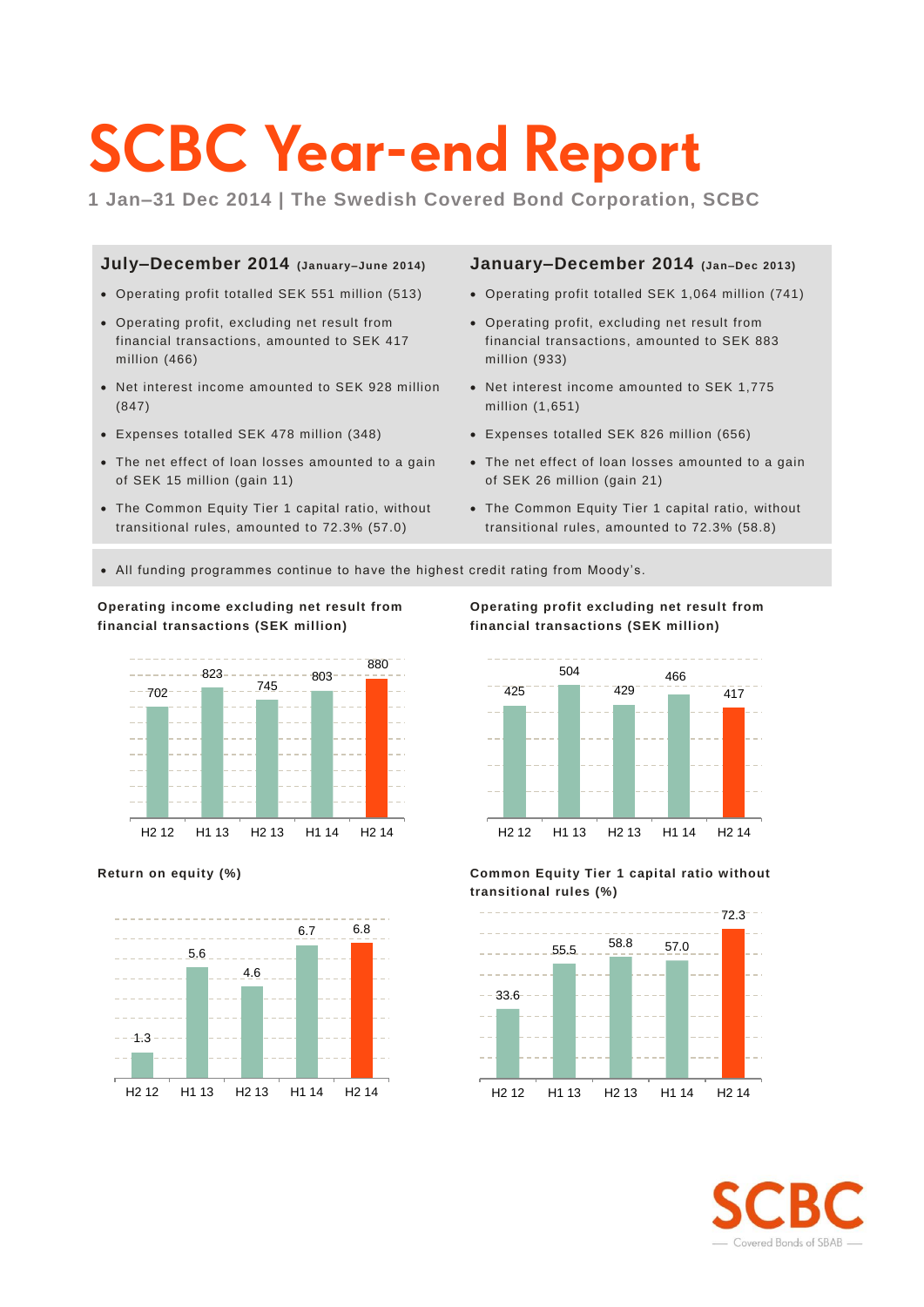# SCBC Year-end Report

**1 Jan–31 Dec 2014 | The Swedish Covered Bond Corporation, SCBC**

## July–December 2014 (January–June 2014)

- Operating profit totalled SEK 551 million (513)
- Operating profit, excluding net result from financial transactions, amounted to SEK 417 million (466)
- Net interest income amounted to SEK 928 million (847)
- Expenses totalled SEK 478 million (348)
- The net effect of loan losses amounted to a gain of SEK 15 million (gain 11)
- The Common Equity Tier 1 capital ratio, without transitional rules, amounted to 72.3% (57.0)

## January–December 2014 (Jan–Dec 2013)

- Operating profit totalled SEK 1,064 million (741)
- Operating profit, excluding net result from financial transactions, amounted to SEK 883 million (933)
- Net interest income amounted to SEK 1,775 million (1,651)
- Expenses totalled SEK 826 million (656)
- The net effect of loan losses amounted to a gain of SEK 26 million (gain 21)
- The Common Equity Tier 1 capital ratio, without transitional rules, amounted to 72.3% (58.8)

---

- All funding programmes continue to have the highest credit rating from Moody's.

**Operating income excluding net result from financial transactions (SEK million)**

| H2 12 | H1 13 | H2 13 | H1 14 | H2 14 |
|---|---|---|---|---|
| 702 | 823 | 745 | 803 | 880 |

**Operating profit excluding net result from financial transactions (SEK million)**

| H2 12 | H1 13 | H2 13 | H1 14 | H2 14 |
|---|---|---|---|---|
| 425 | 504 | 429 | 466 | 417 |

**Return on equity (%)**

| H2 12 | H1 13 | H2 13 | H1 14 | H2 14 |
|---|---|---|---|---|
| 1.3 | 5.6 | 4.6 | 6.7 | 6.8 |

**Common Equity Tier 1 capital ratio without transitional rules (%)**

| H2 12 | H1 13 | H2 13 | H1 14 | H2 14 |
|---|---|---|---|---|
| 33.6 | 55.5 | 58.8 | 57.0 | 72.3 |

SCBC — Covered Bonds of SBAB —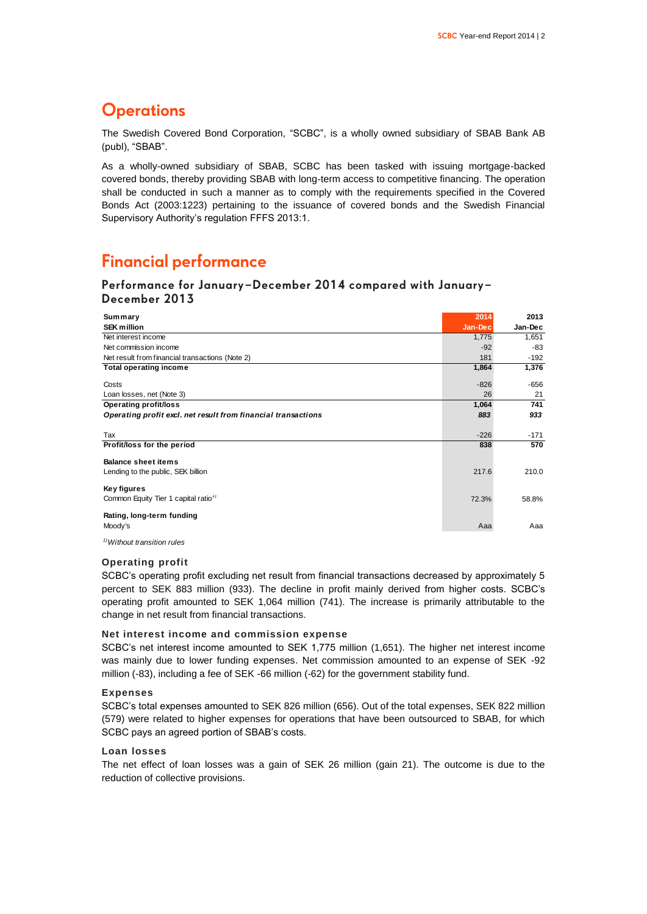# Operations

The Swedish Covered Bond Corporation, "SCBC", is a wholly owned subsidiary of SBAB Bank AB (publ), "SBAB".

As a wholly-owned subsidiary of SBAB, SCBC has been tasked with issuing mortgage-backed covered bonds, thereby providing SBAB with long-term access to competitive financing. The operation shall be conducted in such a manner as to comply with the requirements specified in the Covered Bonds Act (2003:1223) pertaining to the issuance of covered bonds and the Swedish Financial Supervisory Authority's regulation FFFS 2013:1.

# Financial performance

## Performance for January–December 2014 compared with January–December 2013

| Summary | 2014 | 2013 |
|---|---|---|
| **SEK million** | **Jan-Dec** | **Jan-Dec** |
| Net interest income | 1,775 | 1,651 |
| Net commission income | -92 | -83 |
| Net result from financial transactions (Note 2) | 181 | -192 |
| **Total operating income** | **1,864** | **1,376** |
| Costs | -826 | -656 |
| Loan losses, net (Note 3) | 26 | 21 |
| **Operating profit/loss** | **1,064** | **741** |
| ***Operating profit excl. net result from financial transactions*** | ***883*** | ***933*** |
| Tax | -226 | -171 |
| **Profit/loss for the period** | **838** | **570** |
| **Balance sheet items** | | |
| Lending to the public, SEK billion | 217.6 | 210.0 |
| **Key figures** | | |
| Common Equity Tier 1 capital ratio[1)] | 72.3% | 58.8% |
| **Rating, long-term funding** | | |
| Moody's | Aaa | Aaa |

[1)] *Without transition rules*

### Operating profit

SCBC's operating profit excluding net result from financial transactions decreased by approximately 5 percent to SEK 883 million (933). The decline in profit mainly derived from higher costs. SCBC's operating profit amounted to SEK 1,064 million (741). The increase is primarily attributable to the change in net result from financial transactions.

### Net interest income and commission expense

SCBC's net interest income amounted to SEK 1,775 million (1,651). The higher net interest income was mainly due to lower funding expenses. Net commission amounted to an expense of SEK -92 million (-83), including a fee of SEK -66 million (-62) for the government stability fund.

### Expenses

SCBC's total expenses amounted to SEK 826 million (656). Out of the total expenses, SEK 822 million (579) were related to higher expenses for operations that have been outsourced to SBAB, for which SCBC pays an agreed portion of SBAB's costs.

### Loan losses

The net effect of loan losses was a gain of SEK 26 million (gain 21). The outcome is due to the reduction of collective provisions.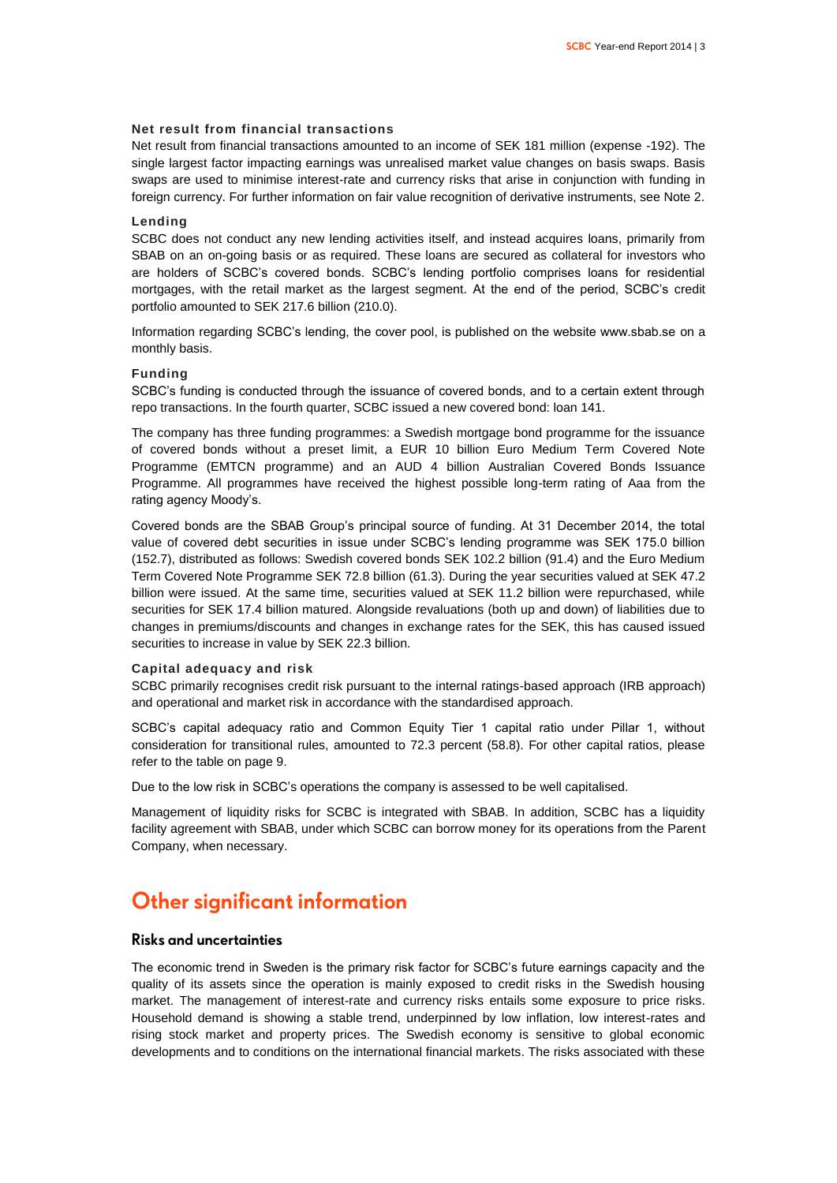### Net result from financial transactions

Net result from financial transactions amounted to an income of SEK 181 million (expense -192). The single largest factor impacting earnings was unrealised market value changes on basis swaps. Basis swaps are used to minimise interest-rate and currency risks that arise in conjunction with funding in foreign currency. For further information on fair value recognition of derivative instruments, see Note 2.

### Lending

SCBC does not conduct any new lending activities itself, and instead acquires loans, primarily from SBAB on an on-going basis or as required. These loans are secured as collateral for investors who are holders of SCBC's covered bonds. SCBC's lending portfolio comprises loans for residential mortgages, with the retail market as the largest segment. At the end of the period, SCBC's credit portfolio amounted to SEK 217.6 billion (210.0).

Information regarding SCBC's lending, the cover pool, is published on the website www.sbab.se on a monthly basis.

### Funding

SCBC's funding is conducted through the issuance of covered bonds, and to a certain extent through repo transactions. In the fourth quarter, SCBC issued a new covered bond: loan 141.

The company has three funding programmes: a Swedish mortgage bond programme for the issuance of covered bonds without a preset limit, a EUR 10 billion Euro Medium Term Covered Note Programme (EMTCN programme) and an AUD 4 billion Australian Covered Bonds Issuance Programme. All programmes have received the highest possible long-term rating of Aaa from the rating agency Moody's.

Covered bonds are the SBAB Group's principal source of funding. At 31 December 2014, the total value of covered debt securities in issue under SCBC's lending programme was SEK 175.0 billion (152.7), distributed as follows: Swedish covered bonds SEK 102.2 billion (91.4) and the Euro Medium Term Covered Note Programme SEK 72.8 billion (61.3). During the year securities valued at SEK 47.2 billion were issued. At the same time, securities valued at SEK 11.2 billion were repurchased, while securities for SEK 17.4 billion matured. Alongside revaluations (both up and down) of liabilities due to changes in premiums/discounts and changes in exchange rates for the SEK, this has caused issued securities to increase in value by SEK 22.3 billion.

### Capital adequacy and risk

SCBC primarily recognises credit risk pursuant to the internal ratings-based approach (IRB approach) and operational and market risk in accordance with the standardised approach.

SCBC's capital adequacy ratio and Common Equity Tier 1 capital ratio under Pillar 1, without consideration for transitional rules, amounted to 72.3 percent (58.8). For other capital ratios, please refer to the table on page 9.

Due to the low risk in SCBC's operations the company is assessed to be well capitalised.

Management of liquidity risks for SCBC is integrated with SBAB. In addition, SCBC has a liquidity facility agreement with SBAB, under which SCBC can borrow money for its operations from the Parent Company, when necessary.

# Other significant information

## Risks and uncertainties

The economic trend in Sweden is the primary risk factor for SCBC's future earnings capacity and the quality of its assets since the operation is mainly exposed to credit risks in the Swedish housing market. The management of interest-rate and currency risks entails some exposure to price risks. Household demand is showing a stable trend, underpinned by low inflation, low interest-rates and rising stock market and property prices. The Swedish economy is sensitive to global economic developments and to conditions on the international financial markets. The risks associated with these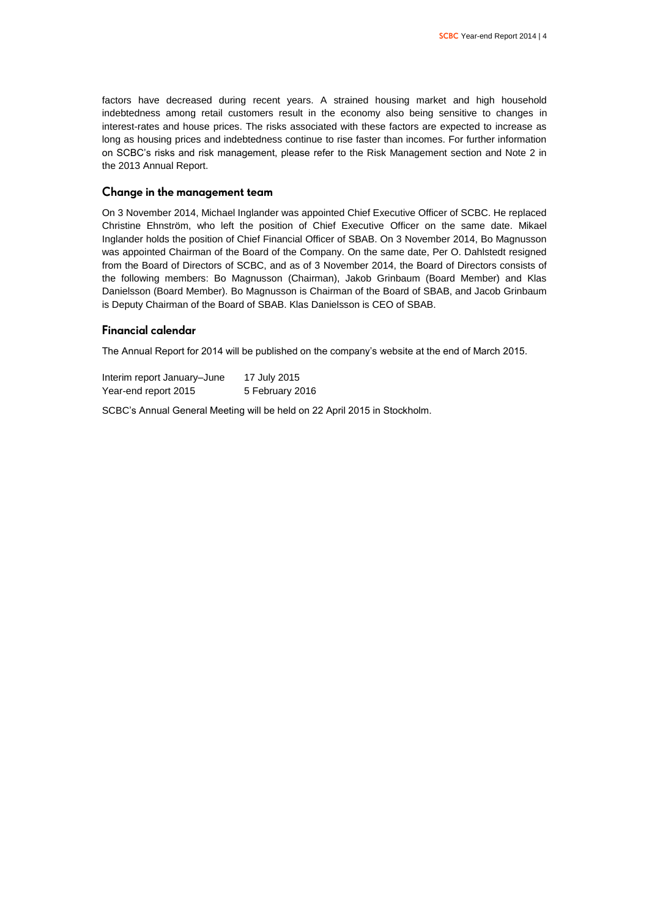factors have decreased during recent years. A strained housing market and high household indebtedness among retail customers result in the economy also being sensitive to changes in interest-rates and house prices. The risks associated with these factors are expected to increase as long as housing prices and indebtedness continue to rise faster than incomes. For further information on SCBC's risks and risk management, please refer to the Risk Management section and Note 2 in the 2013 Annual Report.

## Change in the management team

On 3 November 2014, Michael Inglander was appointed Chief Executive Officer of SCBC. He replaced Christine Ehnström, who left the position of Chief Executive Officer on the same date. Mikael Inglander holds the position of Chief Financial Officer of SBAB. On 3 November 2014, Bo Magnusson was appointed Chairman of the Board of the Company. On the same date, Per O. Dahlstedt resigned from the Board of Directors of SCBC, and as of 3 November 2014, the Board of Directors consists of the following members: Bo Magnusson (Chairman), Jakob Grinbaum (Board Member) and Klas Danielsson (Board Member). Bo Magnusson is Chairman of the Board of SBAB, and Jacob Grinbaum is Deputy Chairman of the Board of SBAB. Klas Danielsson is CEO of SBAB.

## Financial calendar

The Annual Report for 2014 will be published on the company's website at the end of March 2015.

| | |
|---|---|
| Interim report January–June | 17 July 2015 |
| Year-end report 2015 | 5 February 2016 |

SCBC's Annual General Meeting will be held on 22 April 2015 in Stockholm.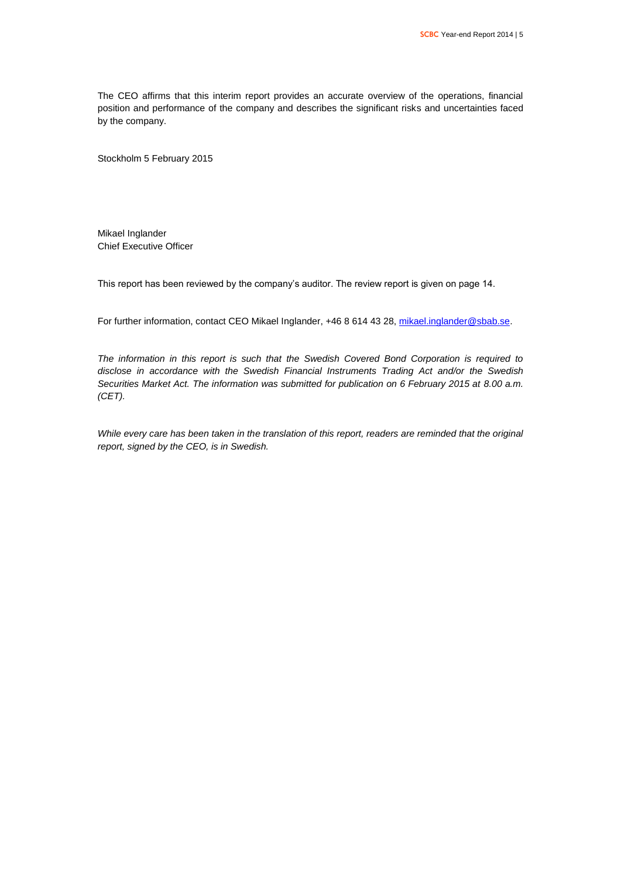The CEO affirms that this interim report provides an accurate overview of the operations, financial position and performance of the company and describes the significant risks and uncertainties faced by the company.

Stockholm 5 February 2015

Mikael Inglander
Chief Executive Officer

This report has been reviewed by the company's auditor. The review report is given on page 14.

For further information, contact CEO Mikael Inglander, +46 8 614 43 28, mikael.inglander@sbab.se.

*The information in this report is such that the Swedish Covered Bond Corporation is required to disclose in accordance with the Swedish Financial Instruments Trading Act and/or the Swedish Securities Market Act. The information was submitted for publication on 6 February 2015 at 8.00 a.m. (CET).*

*While every care has been taken in the translation of this report, readers are reminded that the original report, signed by the CEO, is in Swedish.*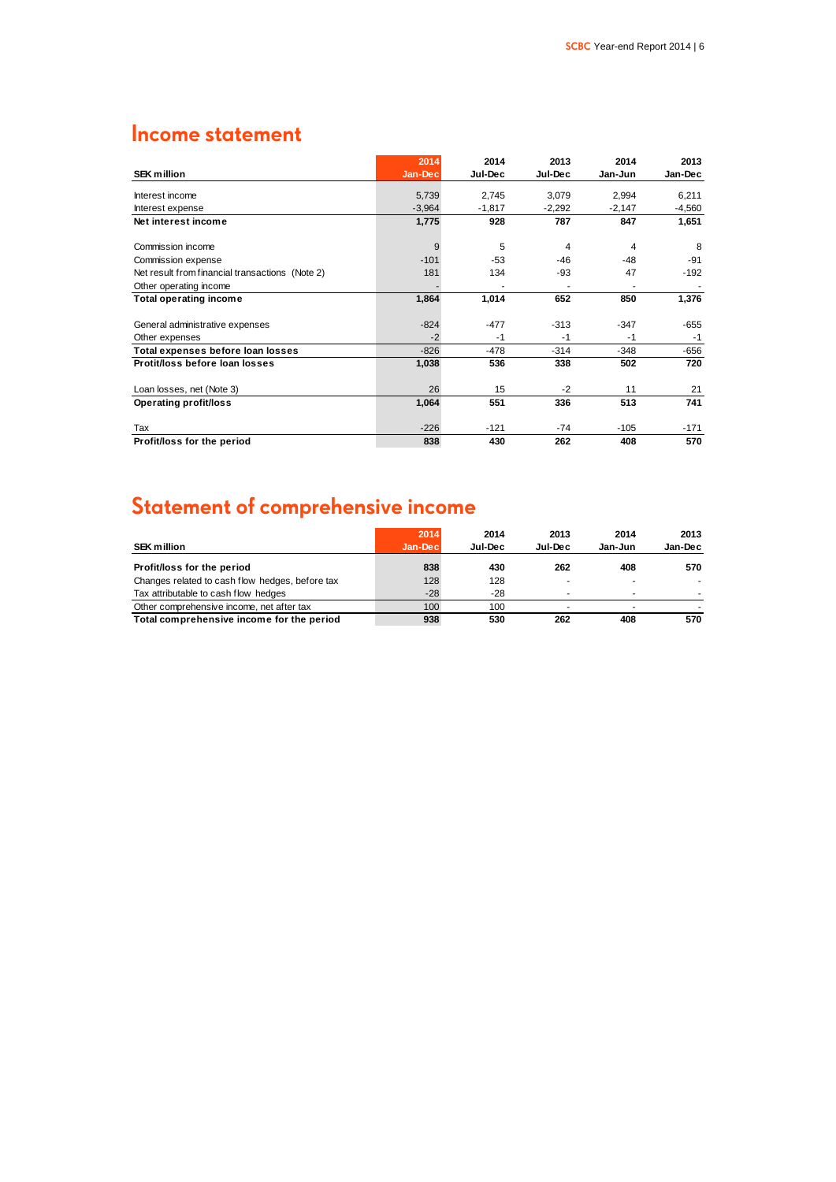## Income statement

| SEK million | 2014 Jan-Dec | 2014 Jul-Dec | 2013 Jul-Dec | 2014 Jan-Jun | 2013 Jan-Dec |
|---|---|---|---|---|---|
| Interest income | 5,739 | 2,745 | 3,079 | 2,994 | 6,211 |
| Interest expense | -3,964 | -1,817 | -2,292 | -2,147 | -4,560 |
| **Net interest income** | **1,775** | **928** | **787** | **847** | **1,651** |
| Commission income | 9 | 5 | 4 | 4 | 8 |
| Commission expense | -101 | -53 | -46 | -48 | -91 |
| Net result from financial transactions (Note 2) | 181 | 134 | -93 | 47 | -192 |
| Other operating income | - | - | - | - | - |
| **Total operating income** | **1,864** | **1,014** | **652** | **850** | **1,376** |
| General administrative expenses | -824 | -477 | -313 | -347 | -655 |
| Other expenses | -2 | -1 | -1 | -1 | -1 |
| **Total expenses before loan losses** | **-826** | **-478** | **-314** | **-348** | **-656** |
| **Protit/loss before loan losses** | **1,038** | **536** | **338** | **502** | **720** |
| Loan losses, net (Note 3) | 26 | 15 | -2 | 11 | 21 |
| **Operating profit/loss** | **1,064** | **551** | **336** | **513** | **741** |
| Tax | -226 | -121 | -74 | -105 | -171 |
| **Profit/loss for the period** | **838** | **430** | **262** | **408** | **570** |

## Statement of comprehensive income

| SEK million | 2014 Jan-Dec | 2014 Jul-Dec | 2013 Jul-Dec | 2014 Jan-Jun | 2013 Jan-Dec |
|---|---|---|---|---|---|
| **Profit/loss for the period** | **838** | **430** | **262** | **408** | **570** |
| Changes related to cash flow hedges, before tax | 128 | 128 | - | - | - |
| Tax attributable to cash flow hedges | -28 | -28 | - | - | - |
| Other comprehensive income, net after tax | 100 | 100 | - | - | - |
| **Total comprehensive income for the period** | **938** | **530** | **262** | **408** | **570** |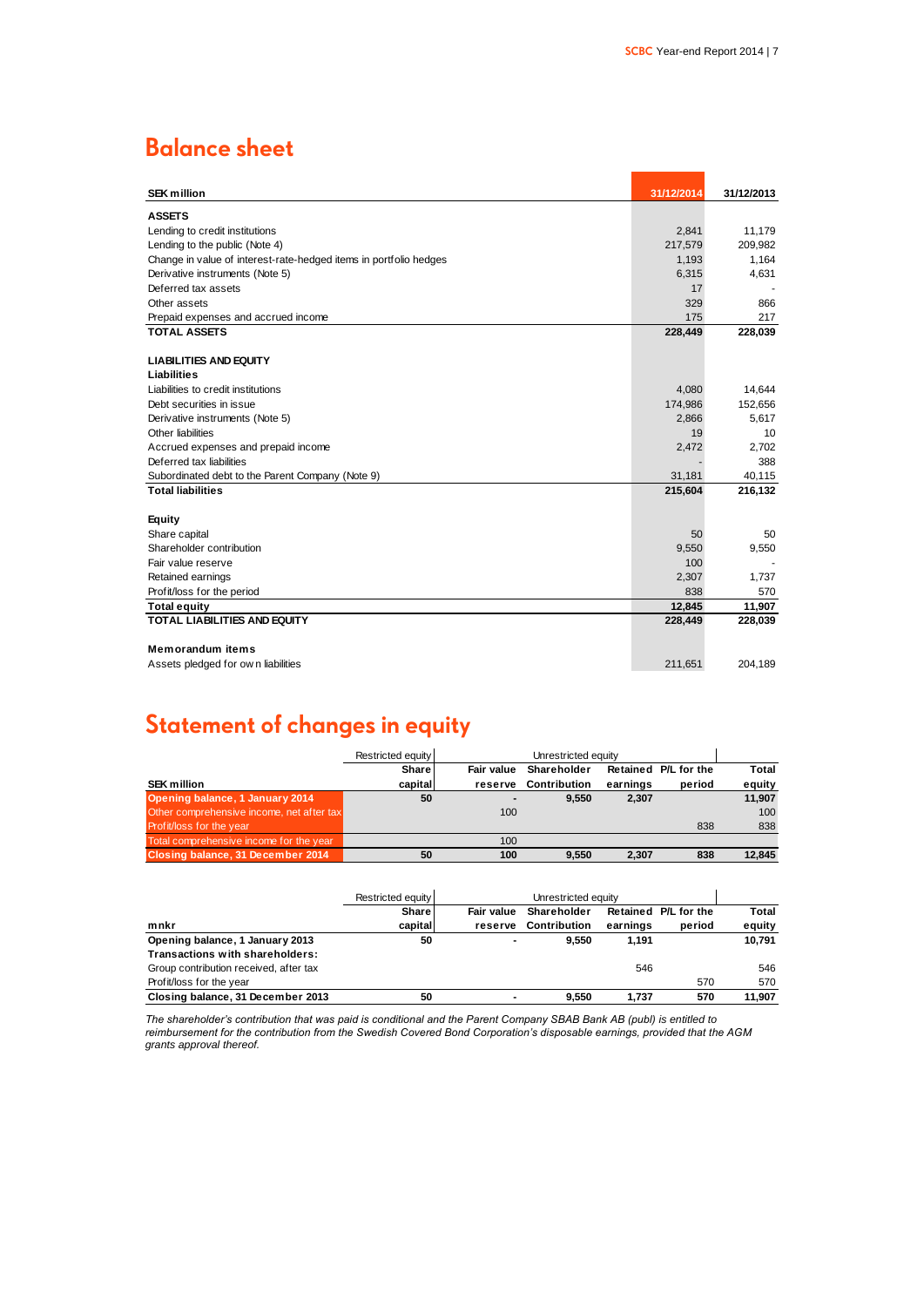## Balance sheet

| SEK million | 31/12/2014 | 31/12/2013 |
|---|---|---|
| **ASSETS** | | |
| Lending to credit institutions | 2,841 | 11,179 |
| Lending to the public (Note 4) | 217,579 | 209,982 |
| Change in value of interest-rate-hedged items in portfolio hedges | 1,193 | 1,164 |
| Derivative instruments (Note 5) | 6,315 | 4,631 |
| Deferred tax assets | 17 | - |
| Other assets | 329 | 866 |
| Prepaid expenses and accrued income | 175 | 217 |
| **TOTAL ASSETS** | **228,449** | **228,039** |
| | | |
| **LIABILITIES AND EQUITY** | | |
| **Liabilities** | | |
| Liabilities to credit institutions | 4,080 | 14,644 |
| Debt securities in issue | 174,986 | 152,656 |
| Derivative instruments (Note 5) | 2,866 | 5,617 |
| Other liabilities | 19 | 10 |
| Accrued expenses and prepaid income | 2,472 | 2,702 |
| Deferred tax liabilities | - | 388 |
| Subordinated debt to the Parent Company (Note 9) | 31,181 | 40,115 |
| **Total liabilities** | **215,604** | **216,132** |
| | | |
| **Equity** | | |
| Share capital | 50 | 50 |
| Shareholder contribution | 9,550 | 9,550 |
| Fair value reserve | 100 | - |
| Retained earnings | 2,307 | 1,737 |
| Profit/loss for the period | 838 | 570 |
| **Total equity** | **12,845** | **11,907** |
| **TOTAL LIABILITIES AND EQUITY** | **228,449** | **228,039** |
| | | |
| **Memorandum items** | | |
| Assets pledged for own liabilities | 211,651 | 204,189 |

## Statement of changes in equity

| | Restricted equity | Unrestricted equity | | | | |
|---|---|---|---|---|---|---|
| **SEK million** | **Share capital** | **Fair value reserve** | **Shareholder Contribution** | **Retained earnings** | **P/L for the period** | **Total equity** |
| **Opening balance, 1 January 2014** | **50** | **-** | **9,550** | **2,307** | | **11,907** |
| Other comprehensive income, net after tax | | 100 | | | | 100 |
| Profit/loss for the year | | | | | 838 | 838 |
| Total comprehensive income for the year | | 100 | | | | |
| **Closing balance, 31 December 2014** | **50** | **100** | **9,550** | **2,307** | **838** | **12,845** |

| | Restricted equity | Unrestricted equity | | | | |
|---|---|---|---|---|---|---|
| **mnkr** | **Share capital** | **Fair value reserve** | **Shareholder Contribution** | **Retained earnings** | **P/L for the period** | **Total equity** |
| **Opening balance, 1 January 2013** | **50** | **-** | **9,550** | **1,191** | | **10,791** |
| **Transactions with shareholders:** | | | | | | |
| Group contribution received, after tax | | | | 546 | | 546 |
| Profit/loss for the year | | | | | 570 | 570 |
| **Closing balance, 31 December 2013** | **50** | **-** | **9,550** | **1,737** | **570** | **11,907** |

*The shareholder's contribution that was paid is conditional and the Parent Company SBAB Bank AB (publ) is entitled to reimbursement for the contribution from the Swedish Covered Bond Corporation's disposable earnings, provided that the AGM grants approval thereof.*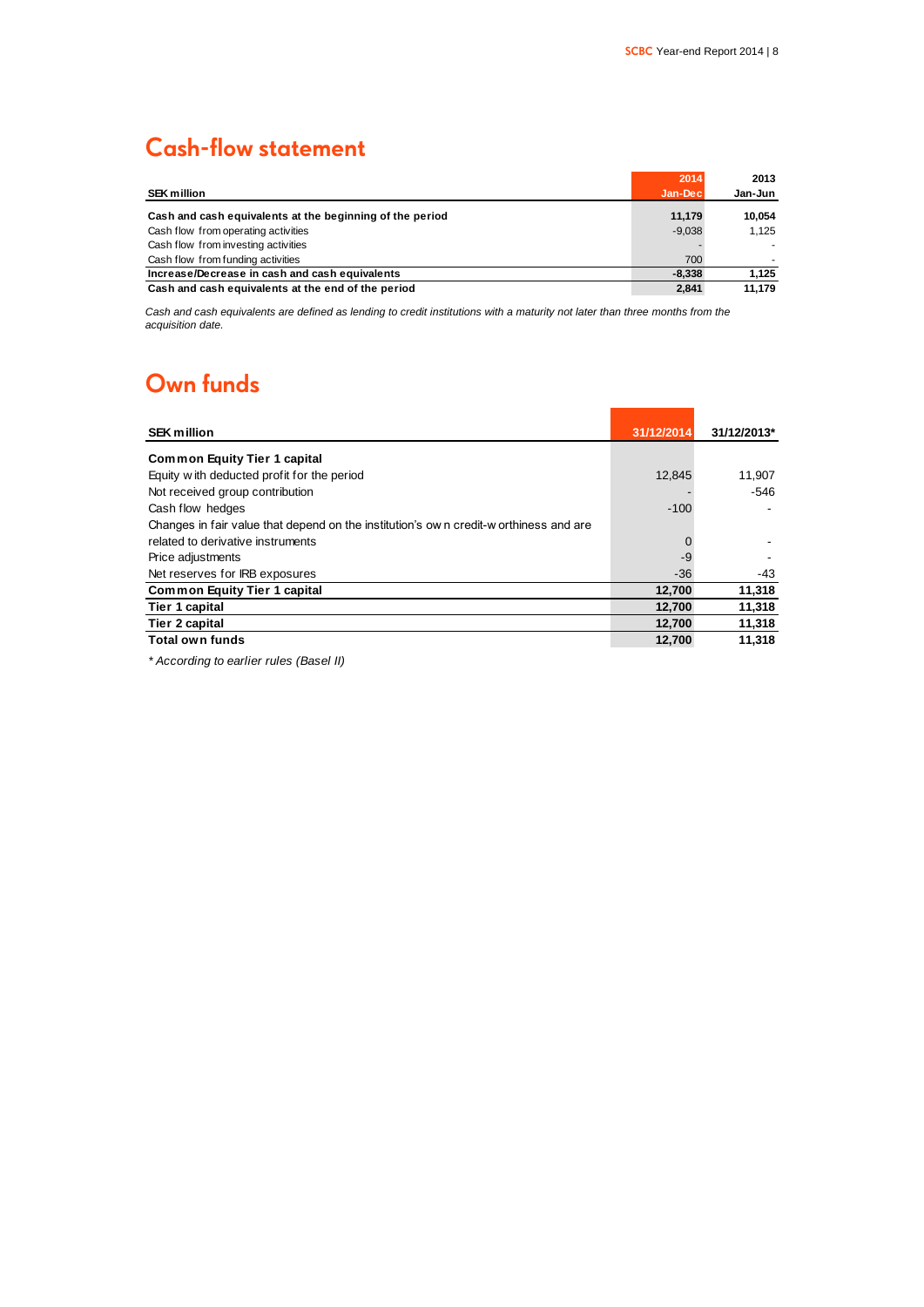## Cash-flow statement

| SEK million | 2014 Jan-Dec | 2013 Jan-Jun |
|---|---|---|
| **Cash and cash equivalents at the beginning of the period** | **11,179** | **10,054** |
| Cash flow from operating activities | -9,038 | 1,125 |
| Cash flow from investing activities | - | - |
| Cash flow from funding activities | 700 | - |
| **Increase/Decrease in cash and cash equivalents** | **-8,338** | **1,125** |
| **Cash and cash equivalents at the end of the period** | **2,841** | **11,179** |

*Cash and cash equivalents are defined as lending to credit institutions with a maturity not later than three months from the acquisition date.*

## Own funds

| SEK million | 31/12/2014 | 31/12/2013* |
|---|---|---|
| **Common Equity Tier 1 capital** | | |
| Equity with deducted profit for the period | 12,845 | 11,907 |
| Not received group contribution | - | -546 |
| Cash flow hedges | -100 | - |
| Changes in fair value that depend on the institution's own credit-worthiness and are related to derivative instruments | 0 | - |
| Price adjustments | -9 | - |
| Net reserves for IRB exposures | -36 | -43 |
| **Common Equity Tier 1 capital** | **12,700** | **11,318** |
| **Tier 1 capital** | **12,700** | **11,318** |
| **Tier 2 capital** | **12,700** | **11,318** |
| **Total own funds** | **12,700** | **11,318** |

*\* According to earlier rules (Basel II)*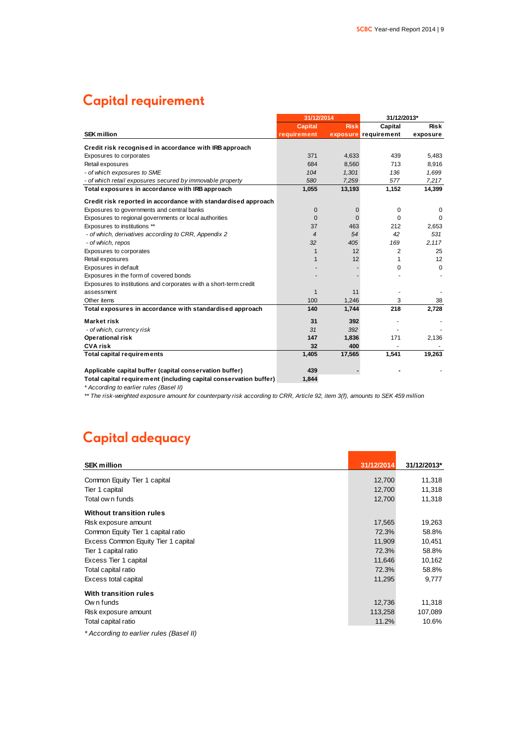# Capital requirement

| SEK million | 31/12/2014 Capital requirement | 31/12/2014 Risk exposure | 31/12/2013* Capital requirement | 31/12/2013* Risk exposure |
|---|---|---|---|---|
| **Credit risk recognised in accordance with IRB approach** | | | | |
| Exposures to corporates | 371 | 4,633 | 439 | 5,483 |
| Retail exposures | 684 | 8,560 | 713 | 8,916 |
| *- of which exposures to SME* | *104* | *1,301* | *136* | *1,699* |
| *- of which retail exposures secured by immovable property* | *580* | *7,259* | *577* | *7,217* |
| **Total exposures in accordance with IRB approach** | **1,055** | **13,193** | **1,152** | **14,399** |
| **Credit risk reported in accordance with standardised approach** | | | | |
| Exposures to governments and central banks | 0 | 0 | 0 | 0 |
| Exposures to regional governments or local authorities | 0 | 0 | 0 | 0 |
| Exposures to institutions ** | 37 | 463 | 212 | 2,653 |
| *- of which, derivatives according to CRR, Appendix 2* | *4* | *54* | *42* | *531* |
| *- of which, repos* | *32* | *405* | *169* | *2,117* |
| Exposures to corporates | 1 | 12 | 2 | 25 |
| Retail exposures | 1 | 12 | 1 | 12 |
| Exposures in default | - | - | 0 | 0 |
| Exposures in the form of covered bonds | - | - | - | - |
| Exposures to institutions and corporates with a short-term credit assessment | 1 | 11 | - | - |
| Other items | 100 | 1,246 | 3 | 38 |
| **Total exposures in accordance with standardised approach** | **140** | **1,744** | **218** | **2,728** |
| **Market risk** | **31** | **392** | - | - |
| *- of which, currency risk* | *31* | *392* | - | - |
| **Operational risk** | **147** | **1,836** | 171 | 2,136 |
| **CVA risk** | **32** | **400** | - | - |
| **Total capital requirements** | **1,405** | **17,565** | **1,541** | **19,263** |
| **Applicable capital buffer (capital conservation buffer)** | **439** | **-** | **-** | - |
| **Total capital requirement (including capital conservation buffer)** | **1,844** | | | |

*\* According to earlier rules (Basel II)*

*\*\* The risk-weighted exposure amount for counterparty risk according to CRR, Article 92, item 3(f), amounts to SEK 459 million*

# Capital adequacy

| SEK million | 31/12/2014 | 31/12/2013* |
|---|---|---|
| Common Equity Tier 1 capital | 12,700 | 11,318 |
| Tier 1 capital | 12,700 | 11,318 |
| Total own funds | 12,700 | 11,318 |
| **Without transition rules** | | |
| Risk exposure amount | 17,565 | 19,263 |
| Common Equity Tier 1 capital ratio | 72.3% | 58.8% |
| Excess Common Equity Tier 1 capital | 11,909 | 10,451 |
| Tier 1 capital ratio | 72.3% | 58.8% |
| Excess Tier 1 capital | 11,646 | 10,162 |
| Total capital ratio | 72.3% | 58.8% |
| Excess total capital | 11,295 | 9,777 |
| **With transition rules** | | |
| Own funds | 12,736 | 11,318 |
| Risk exposure amount | 113,258 | 107,089 |
| Total capital ratio | 11.2% | 10.6% |

*\* According to earlier rules (Basel II)*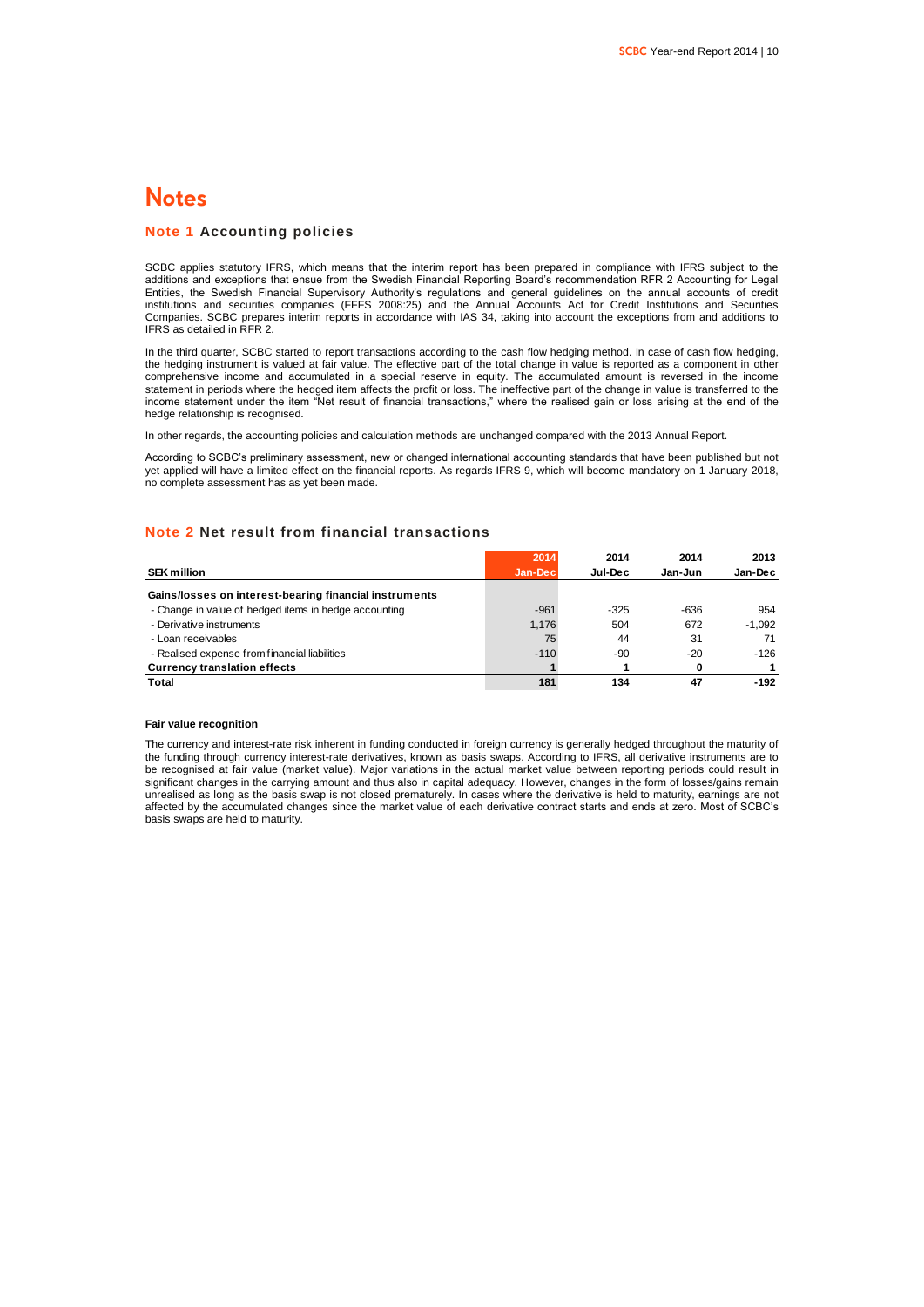# Notes

## Note 1 Accounting policies

SCBC applies statutory IFRS, which means that the interim report has been prepared in compliance with IFRS subject to the additions and exceptions that ensue from the Swedish Financial Reporting Board's recommendation RFR 2 Accounting for Legal Entities, the Swedish Financial Supervisory Authority's regulations and general guidelines on the annual accounts of credit institutions and securities companies (FFFS 2008:25) and the Annual Accounts Act for Credit Institutions and Securities Companies. SCBC prepares interim reports in accordance with IAS 34, taking into account the exceptions from and additions to IFRS as detailed in RFR 2.

In the third quarter, SCBC started to report transactions according to the cash flow hedging method. In case of cash flow hedging, the hedging instrument is valued at fair value. The effective part of the total change in value is reported as a component in other comprehensive income and accumulated in a special reserve in equity. The accumulated amount is reversed in the income statement in periods where the hedged item affects the profit or loss. The ineffective part of the change in value is transferred to the income statement under the item "Net result of financial transactions," where the realised gain or loss arising at the end of the hedge relationship is recognised.

In other regards, the accounting policies and calculation methods are unchanged compared with the 2013 Annual Report.

According to SCBC's preliminary assessment, new or changed international accounting standards that have been published but not yet applied will have a limited effect on the financial reports. As regards IFRS 9, which will become mandatory on 1 January 2018, no complete assessment has as yet been made.

## Note 2 Net result from financial transactions

| SEK million | 2014 Jan-Dec | 2014 Jul-Dec | 2014 Jan-Jun | 2013 Jan-Dec |
|---|---|---|---|---|
| **Gains/losses on interest-bearing financial instruments** | | | | |
| - Change in value of hedged items in hedge accounting | -961 | -325 | -636 | 954 |
| - Derivative instruments | 1,176 | 504 | 672 | -1,092 |
| - Loan receivables | 75 | 44 | 31 | 71 |
| - Realised expense from financial liabilities | -110 | -90 | -20 | -126 |
| **Currency translation effects** | **1** | **1** | **0** | **1** |
| **Total** | **181** | **134** | **47** | **-192** |

#### Fair value recognition

The currency and interest-rate risk inherent in funding conducted in foreign currency is generally hedged throughout the maturity of the funding through currency interest-rate derivatives, known as basis swaps. According to IFRS, all derivative instruments are to be recognised at fair value (market value). Major variations in the actual market value between reporting periods could result in significant changes in the carrying amount and thus also in capital adequacy. However, changes in the form of losses/gains remain unrealised as long as the basis swap is not closed prematurely. In cases where the derivative is held to maturity, earnings are not affected by the accumulated changes since the market value of each derivative contract starts and ends at zero. Most of SCBC's basis swaps are held to maturity.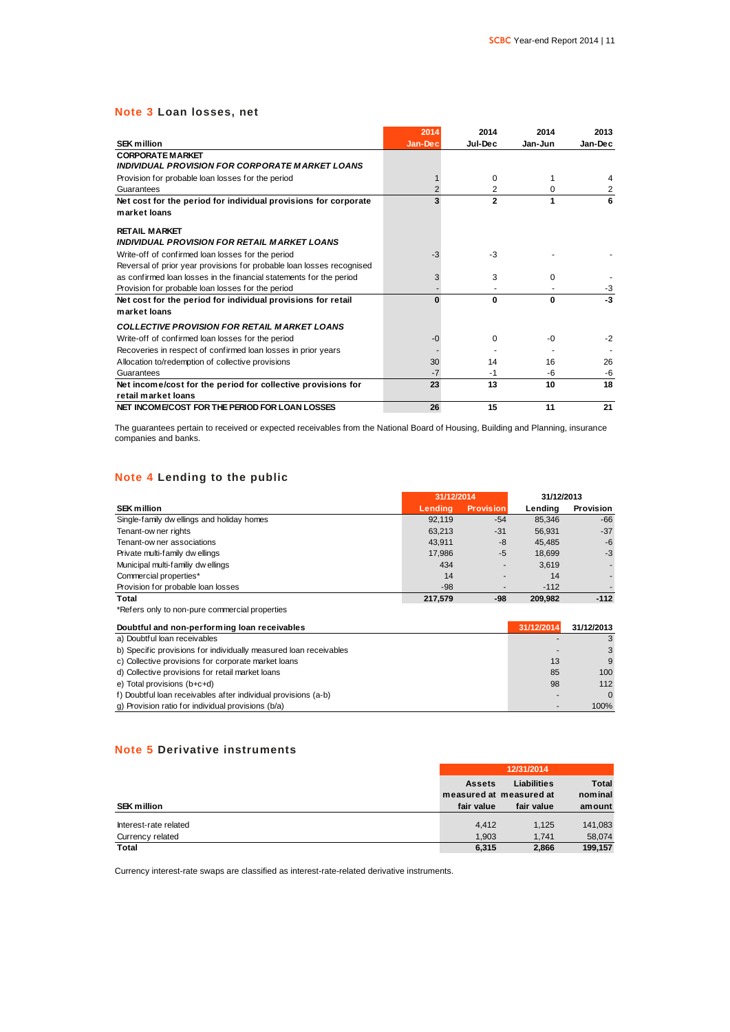## Note 3 Loan losses, net

| SEK million | 2014 Jan-Dec | 2014 Jul-Dec | 2014 Jan-Jun | 2013 Jan-Dec |
|---|---|---|---|---|
| **CORPORATE MARKET** | | | | |
| ***INDIVIDUAL PROVISION FOR CORPORATE MARKET LOANS*** | | | | |
| Provision for probable loan losses for the period | 1 | 0 | 1 | 4 |
| Guarantees | 2 | 2 | 0 | 2 |
| **Net cost for the period for individual provisions for corporate market loans** | **3** | **2** | **1** | **6** |
| **RETAIL MARKET** | | | | |
| ***INDIVIDUAL PROVISION FOR RETAIL MARKET LOANS*** | | | | |
| Write-off of confirmed loan losses for the period | -3 | -3 | - | - |
| Reversal of prior year provisions for probable loan losses recognised as confirmed loan losses in the financial statements for the period | 3 | 3 | 0 | - |
| Provision for probable loan losses for the period | - | - | - | -3 |
| **Net cost for the period for individual provisions for retail market loans** | **0** | **0** | **0** | **-3** |
| ***COLLECTIVE PROVISION FOR RETAIL MARKET LOANS*** | | | | |
| Write-off of confirmed loan losses for the period | -0 | 0 | -0 | -2 |
| Recoveries in respect of confirmed loan losses in prior years | - | - | - | - |
| Allocation to/redemption of collective provisions | 30 | 14 | 16 | 26 |
| Guarantees | -7 | -1 | -6 | -6 |
| **Net income/cost for the period for collective provisions for retail market loans** | **23** | **13** | **10** | **18** |
| **NET INCOME/COST FOR THE PERIOD FOR LOAN LOSSES** | **26** | **15** | **11** | **21** |

The guarantees pertain to received or expected receivables from the National Board of Housing, Building and Planning, insurance companies and banks.

## Note 4 Lending to the public

| SEK million | 31/12/2014 Lending | 31/12/2014 Provision | 31/12/2013 Lending | 31/12/2013 Provision |
|---|---|---|---|---|
| Single-family dwellings and holiday homes | 92,119 | -54 | 85,346 | -66 |
| Tenant-owner rights | 63,213 | -31 | 56,931 | -37 |
| Tenant-owner associations | 43,911 | -8 | 45,485 | -6 |
| Private multi-family dwellings | 17,986 | -5 | 18,699 | -3 |
| Municipal multi-family dwellings | 434 | - | 3,619 | - |
| Commercial properties* | 14 | - | 14 | - |
| Provision for probable loan losses | -98 | - | -112 | - |
| **Total** | **217,579** | **-98** | **209,982** | **-112** |

*Refers only to non-pure commercial properties

| Doubtful and non-performing loan receivables | 31/12/2014 | 31/12/2013 |
|---|---|---|
| a) Doubtful loan receivables | - | 3 |
| b) Specific provisions for individually measured loan receivables | - | 3 |
| c) Collective provisions for corporate market loans | 13 | 9 |
| d) Collective provisions for retail market loans | 85 | 100 |
| e) Total provisions (b+c+d) | 98 | 112 |
| f) Doubtful loan receivables after individual provisions (a-b) | - | 0 |
| g) Provision ratio for individual provisions (b/a) | - | 100% |

## Note 5 Derivative instruments

| SEK million | 12/31/2014 Assets measured at fair value | 12/31/2014 Liabilities measured at fair value | 12/31/2014 Total nominal amount |
|---|---|---|---|
| Interest-rate related | 4,412 | 1,125 | 141,083 |
| Currency related | 1,903 | 1,741 | 58,074 |
| **Total** | **6,315** | **2,866** | **199,157** |

Currency interest-rate swaps are classified as interest-rate-related derivative instruments.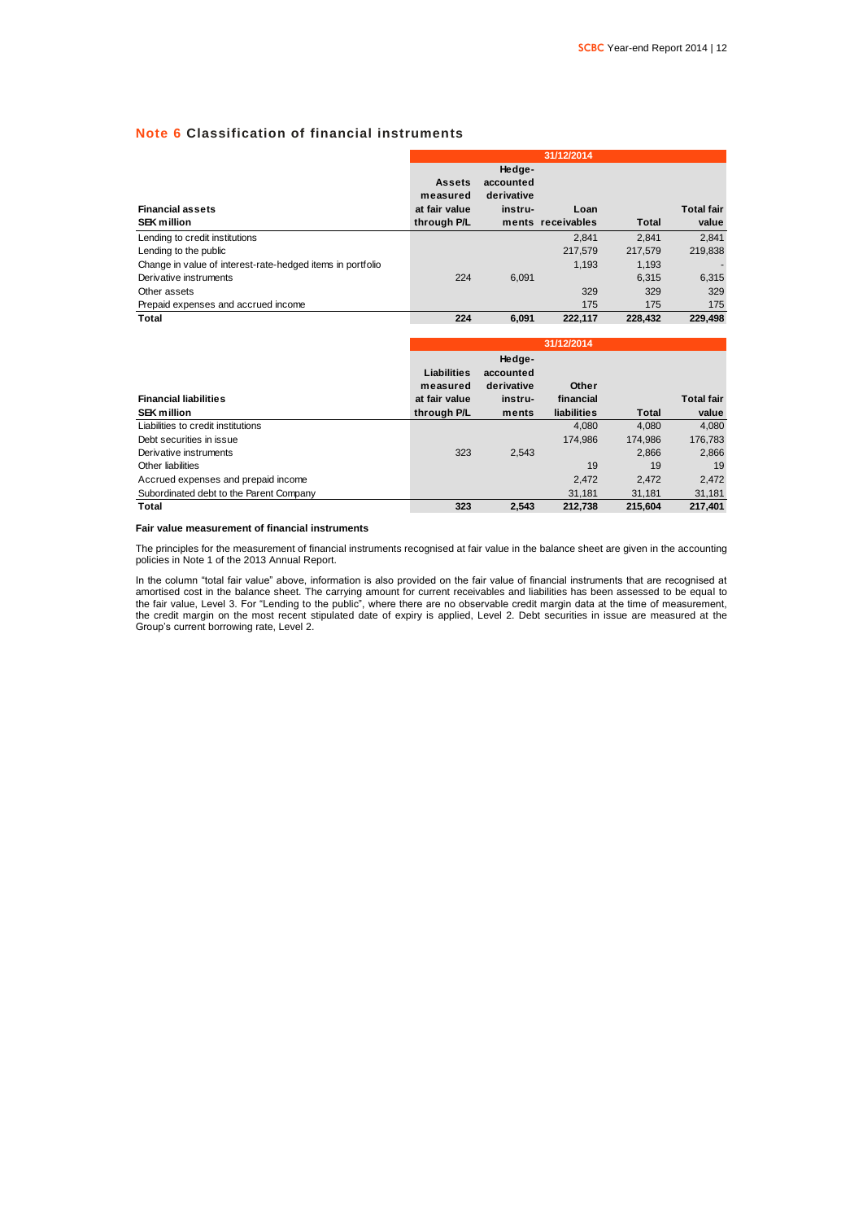## Note 6 Classification of financial instruments

| Financial assets SEK million | 31/12/2014 Assets measured at fair value through P/L | Hedge-accounted derivative instruments | Loan receivables | Total | Total fair value |
|---|---|---|---|---|---|
| Lending to credit institutions | | | 2,841 | 2,841 | 2,841 |
| Lending to the public | | | 217,579 | 217,579 | 219,838 |
| Change in value of interest-rate-hedged items in portfolio | | | 1,193 | 1,193 | - |
| Derivative instruments | 224 | 6,091 | | 6,315 | 6,315 |
| Other assets | | | 329 | 329 | 329 |
| Prepaid expenses and accrued income | | | 175 | 175 | 175 |
| **Total** | **224** | **6,091** | **222,117** | **228,432** | **229,498** |

| Financial liabilities SEK million | 31/12/2014 Liabilities measured at fair value through P/L | Hedge-accounted derivative instruments | Other financial liabilities | Total | Total fair value |
|---|---|---|---|---|---|
| Liabilities to credit institutions | | | 4,080 | 4,080 | 4,080 |
| Debt securities in issue | | | 174,986 | 174,986 | 176,783 |
| Derivative instruments | 323 | 2,543 | | 2,866 | 2,866 |
| Other liabilities | | | 19 | 19 | 19 |
| Accrued expenses and prepaid income | | | 2,472 | 2,472 | 2,472 |
| Subordinated debt to the Parent Company | | | 31,181 | 31,181 | 31,181 |
| **Total** | **323** | **2,543** | **212,738** | **215,604** | **217,401** |

**Fair value measurement of financial instruments**

The principles for the measurement of financial instruments recognised at fair value in the balance sheet are given in the accounting policies in Note 1 of the 2013 Annual Report.

In the column "total fair value" above, information is also provided on the fair value of financial instruments that are recognised at amortised cost in the balance sheet. The carrying amount for current receivables and liabilities has been assessed to be equal to the fair value, Level 3. For "Lending to the public", where there are no observable credit margin data at the time of measurement, the credit margin on the most recent stipulated date of expiry is applied, Level 2. Debt securities in issue are measured at the Group's current borrowing rate, Level 2.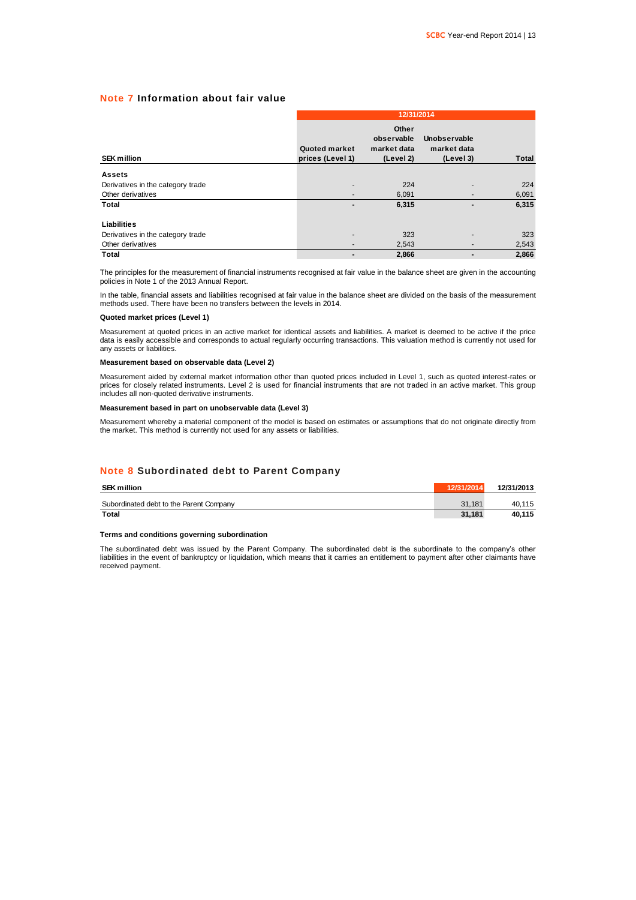## Note 7 Information about fair value

| | 12/31/2014 | | | |
|---|---|---|---|---|
| SEK million | Quoted market prices (Level 1) | Other observable market data (Level 2) | Unobservable market data (Level 3) | Total |
| **Assets** | | | | |
| Derivatives in the category trade | - | 224 | - | 224 |
| Other derivatives | - | 6,091 | - | 6,091 |
| **Total** | **-** | **6,315** | **-** | **6,315** |
| **Liabilities** | | | | |
| Derivatives in the category trade | - | 323 | - | 323 |
| Other derivatives | - | 2,543 | - | 2,543 |
| **Total** | **-** | **2,866** | **-** | **2,866** |

The principles for the measurement of financial instruments recognised at fair value in the balance sheet are given in the accounting policies in Note 1 of the 2013 Annual Report.

In the table, financial assets and liabilities recognised at fair value in the balance sheet are divided on the basis of the measurement methods used. There have been no transfers between the levels in 2014.

**Quoted market prices (Level 1)**

Measurement at quoted prices in an active market for identical assets and liabilities. A market is deemed to be active if the price data is easily accessible and corresponds to actual regularly occurring transactions. This valuation method is currently not used for any assets or liabilities.

**Measurement based on observable data (Level 2)**

Measurement aided by external market information other than quoted prices included in Level 1, such as quoted interest-rates or prices for closely related instruments. Level 2 is used for financial instruments that are not traded in an active market. This group includes all non-quoted derivative instruments.

**Measurement based in part on unobservable data (Level 3)**

Measurement whereby a material component of the model is based on estimates or assumptions that do not originate directly from the market. This method is currently not used for any assets or liabilities.

## Note 8 Subordinated debt to Parent Company

| SEK million | 12/31/2014 | 12/31/2013 |
|---|---|---|
| Subordinated debt to the Parent Company | 31,181 | 40,115 |
| **Total** | **31,181** | **40,115** |

**Terms and conditions governing subordination**

The subordinated debt was issued by the Parent Company. The subordinated debt is the subordinate to the company's other liabilities in the event of bankruptcy or liquidation, which means that it carries an entitlement to payment after other claimants have received payment.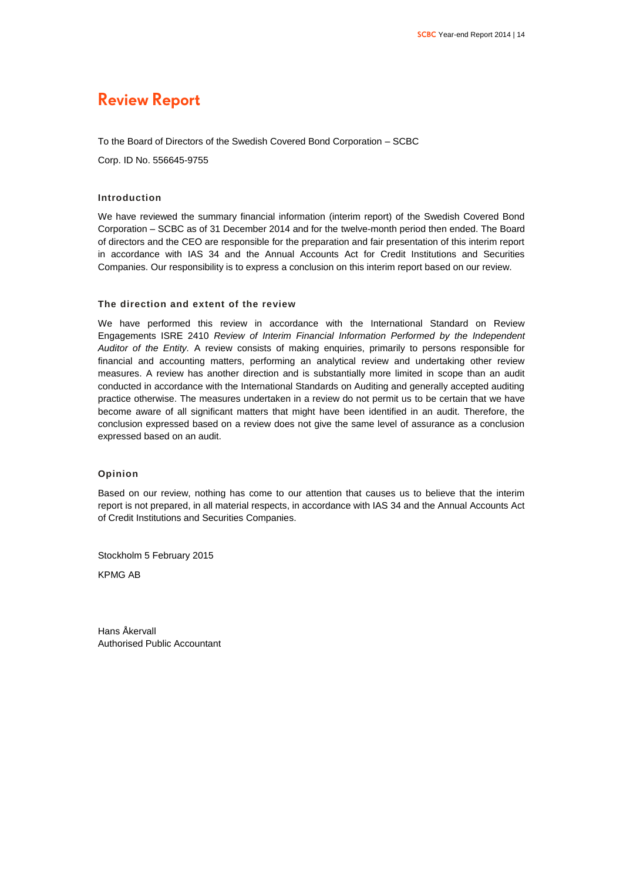# Review Report

To the Board of Directors of the Swedish Covered Bond Corporation – SCBC

Corp. ID No. 556645-9755

### Introduction

We have reviewed the summary financial information (interim report) of the Swedish Covered Bond Corporation – SCBC as of 31 December 2014 and for the twelve-month period then ended. The Board of directors and the CEO are responsible for the preparation and fair presentation of this interim report in accordance with IAS 34 and the Annual Accounts Act for Credit Institutions and Securities Companies. Our responsibility is to express a conclusion on this interim report based on our review.

### The direction and extent of the review

We have performed this review in accordance with the International Standard on Review Engagements ISRE 2410 *Review of Interim Financial Information Performed by the Independent Auditor of the Entity.* A review consists of making enquiries, primarily to persons responsible for financial and accounting matters, performing an analytical review and undertaking other review measures. A review has another direction and is substantially more limited in scope than an audit conducted in accordance with the International Standards on Auditing and generally accepted auditing practice otherwise. The measures undertaken in a review do not permit us to be certain that we have become aware of all significant matters that might have been identified in an audit. Therefore, the conclusion expressed based on a review does not give the same level of assurance as a conclusion expressed based on an audit.

### Opinion

Based on our review, nothing has come to our attention that causes us to believe that the interim report is not prepared, in all material respects, in accordance with IAS 34 and the Annual Accounts Act of Credit Institutions and Securities Companies.

Stockholm 5 February 2015

KPMG AB

Hans Åkervall
Authorised Public Accountant